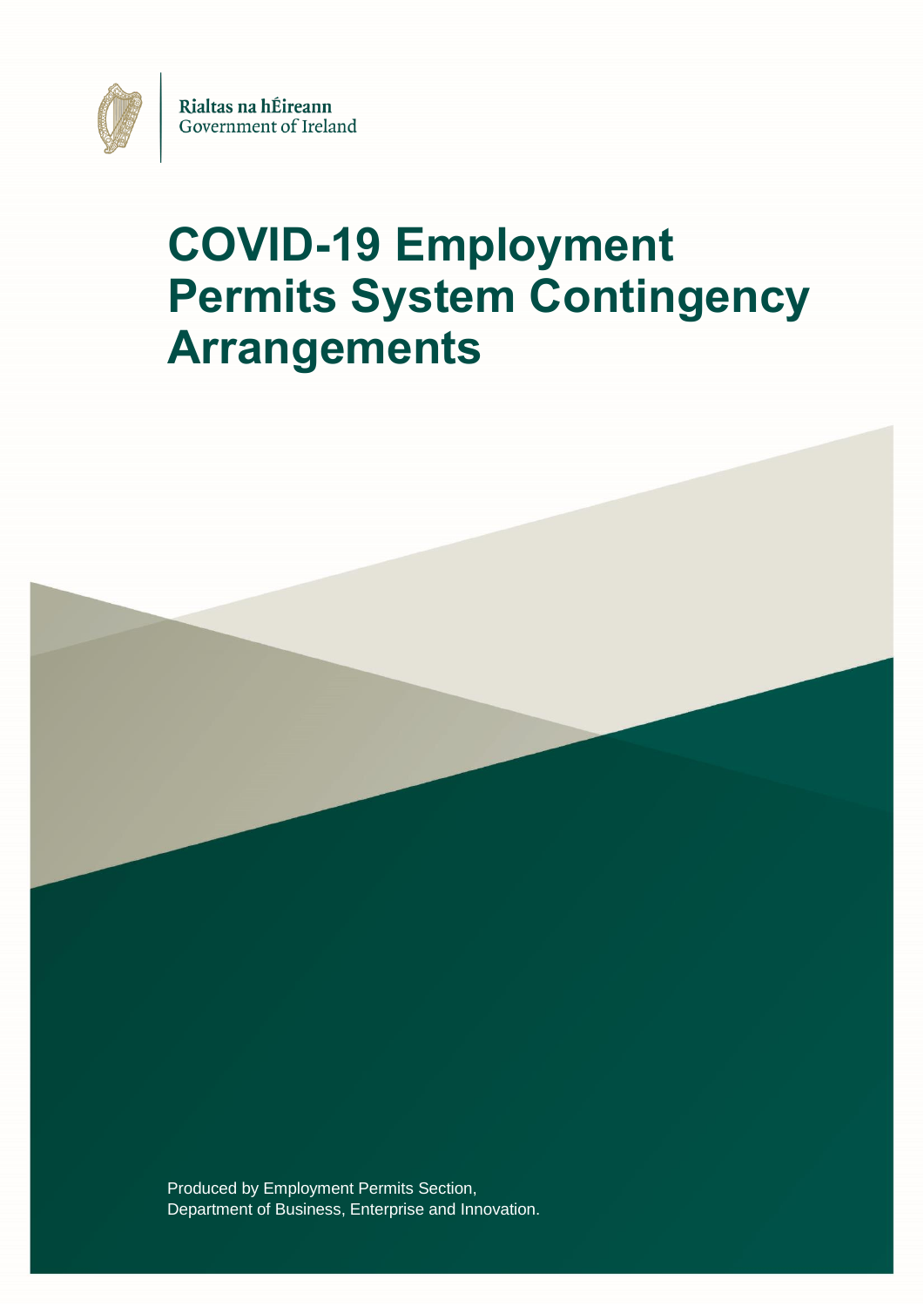Rialtas na hÉireann
Government of Ireland

# COVID-19 Employment Permits System Contingency Arrangements

Produced by Employment Permits Section,
Department of Business, Enterprise and Innovation.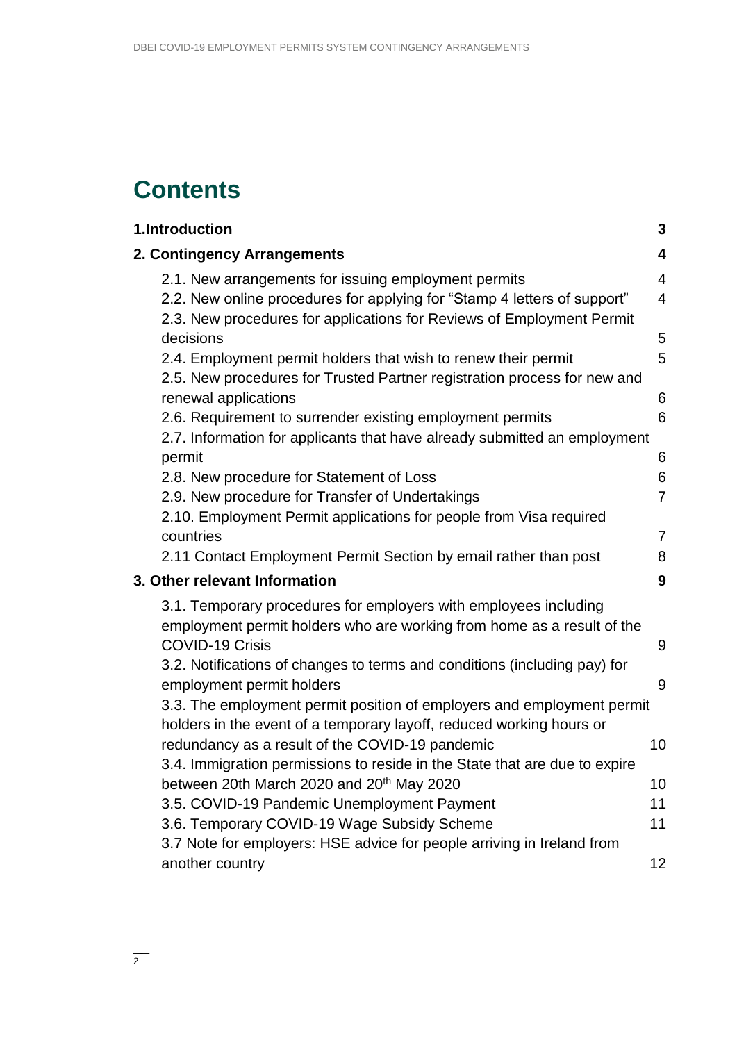# Contents

| | |
|---|---|
| **1.Introduction** | **3** |
| **2. Contingency Arrangements** | **4** |
| 2.1. New arrangements for issuing employment permits | 4 |
| 2.2. New online procedures for applying for "Stamp 4 letters of support" | 4 |
| 2.3. New procedures for applications for Reviews of Employment Permit decisions | 5 |
| 2.4. Employment permit holders that wish to renew their permit | 5 |
| 2.5. New procedures for Trusted Partner registration process for new and renewal applications | 6 |
| 2.6. Requirement to surrender existing employment permits | 6 |
| 2.7. Information for applicants that have already submitted an employment permit | 6 |
| 2.8. New procedure for Statement of Loss | 6 |
| 2.9. New procedure for Transfer of Undertakings | 7 |
| 2.10. Employment Permit applications for people from Visa required countries | 7 |
| 2.11 Contact Employment Permit Section by email rather than post | 8 |
| **3. Other relevant Information** | **9** |
| 3.1. Temporary procedures for employers with employees including employment permit holders who are working from home as a result of the COVID-19 Crisis | 9 |
| 3.2. Notifications of changes to terms and conditions (including pay) for employment permit holders | 9 |
| 3.3. The employment permit position of employers and employment permit holders in the event of a temporary layoff, reduced working hours or redundancy as a result of the COVID-19 pandemic | 10 |
| 3.4. Immigration permissions to reside in the State that are due to expire between 20th March 2020 and 20th May 2020 | 10 |
| 3.5. COVID-19 Pandemic Unemployment Payment | 11 |
| 3.6. Temporary COVID-19 Wage Subsidy Scheme | 11 |
| 3.7 Note for employers: HSE advice for people arriving in Ireland from another country | 12 |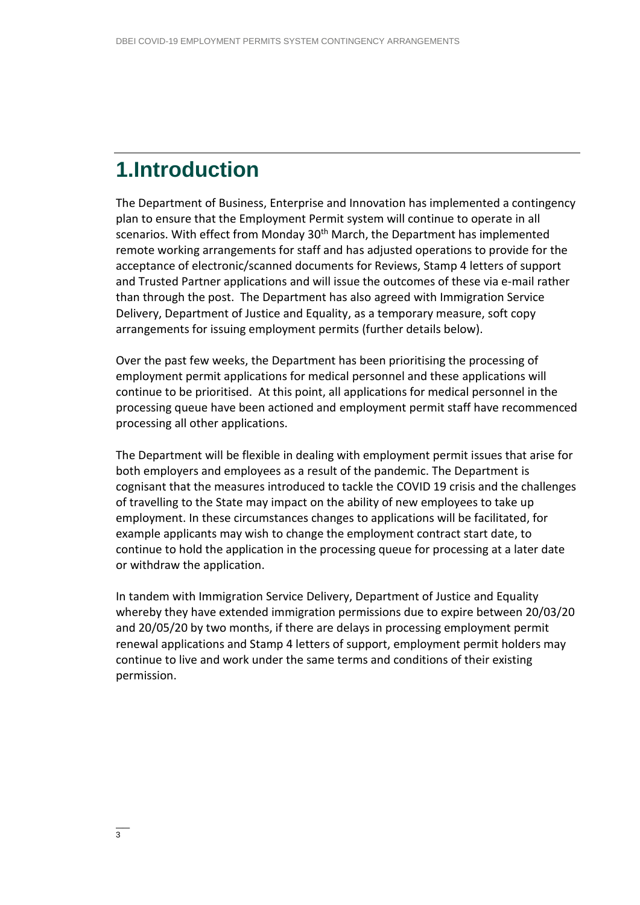# 1.Introduction

The Department of Business, Enterprise and Innovation has implemented a contingency plan to ensure that the Employment Permit system will continue to operate in all scenarios. With effect from Monday 30th March, the Department has implemented remote working arrangements for staff and has adjusted operations to provide for the acceptance of electronic/scanned documents for Reviews, Stamp 4 letters of support and Trusted Partner applications and will issue the outcomes of these via e-mail rather than through the post. The Department has also agreed with Immigration Service Delivery, Department of Justice and Equality, as a temporary measure, soft copy arrangements for issuing employment permits (further details below).

Over the past few weeks, the Department has been prioritising the processing of employment permit applications for medical personnel and these applications will continue to be prioritised. At this point, all applications for medical personnel in the processing queue have been actioned and employment permit staff have recommenced processing all other applications.

The Department will be flexible in dealing with employment permit issues that arise for both employers and employees as a result of the pandemic. The Department is cognisant that the measures introduced to tackle the COVID 19 crisis and the challenges of travelling to the State may impact on the ability of new employees to take up employment. In these circumstances changes to applications will be facilitated, for example applicants may wish to change the employment contract start date, to continue to hold the application in the processing queue for processing at a later date or withdraw the application.

In tandem with Immigration Service Delivery, Department of Justice and Equality whereby they have extended immigration permissions due to expire between 20/03/20 and 20/05/20 by two months, if there are delays in processing employment permit renewal applications and Stamp 4 letters of support, employment permit holders may continue to live and work under the same terms and conditions of their existing permission.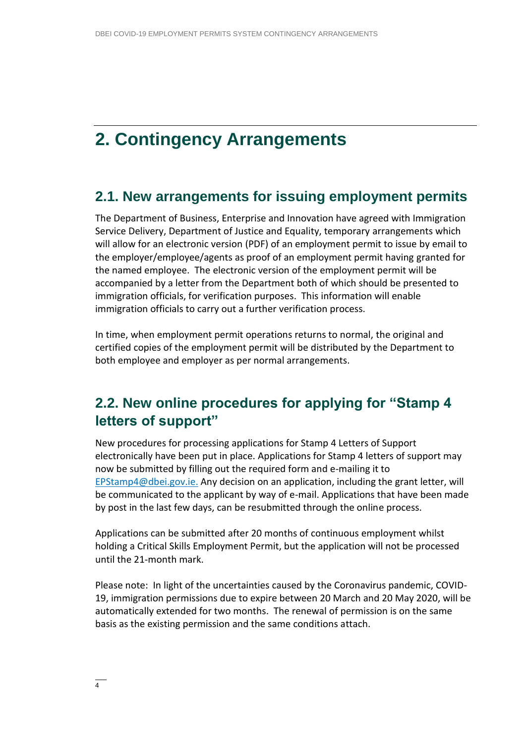# 2. Contingency Arrangements

## 2.1. New arrangements for issuing employment permits

The Department of Business, Enterprise and Innovation have agreed with Immigration Service Delivery, Department of Justice and Equality, temporary arrangements which will allow for an electronic version (PDF) of an employment permit to issue by email to the employer/employee/agents as proof of an employment permit having granted for the named employee. The electronic version of the employment permit will be accompanied by a letter from the Department both of which should be presented to immigration officials, for verification purposes. This information will enable immigration officials to carry out a further verification process.

In time, when employment permit operations returns to normal, the original and certified copies of the employment permit will be distributed by the Department to both employee and employer as per normal arrangements.

## 2.2. New online procedures for applying for "Stamp 4 letters of support"

New procedures for processing applications for Stamp 4 Letters of Support electronically have been put in place. Applications for Stamp 4 letters of support may now be submitted by filling out the required form and e-mailing it to EPStamp4@dbei.gov.ie. Any decision on an application, including the grant letter, will be communicated to the applicant by way of e-mail. Applications that have been made by post in the last few days, can be resubmitted through the online process.

Applications can be submitted after 20 months of continuous employment whilst holding a Critical Skills Employment Permit, but the application will not be processed until the 21-month mark.

Please note: In light of the uncertainties caused by the Coronavirus pandemic, COVID-19, immigration permissions due to expire between 20 March and 20 May 2020, will be automatically extended for two months. The renewal of permission is on the same basis as the existing permission and the same conditions attach.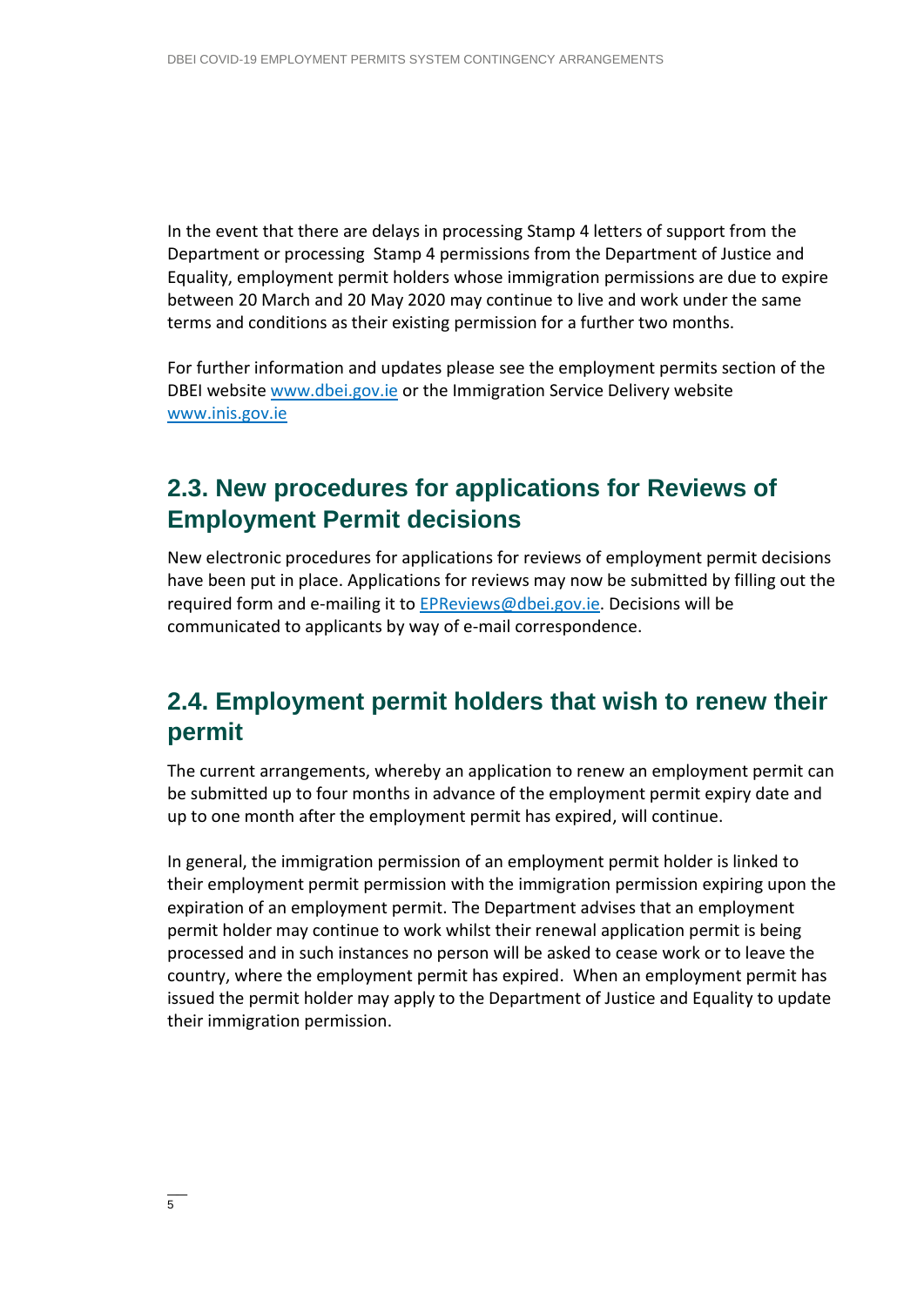In the event that there are delays in processing Stamp 4 letters of support from the Department or processing Stamp 4 permissions from the Department of Justice and Equality, employment permit holders whose immigration permissions are due to expire between 20 March and 20 May 2020 may continue to live and work under the same terms and conditions as their existing permission for a further two months.

For further information and updates please see the employment permits section of the DBEI website [www.dbei.gov.ie](http://www.dbei.gov.ie) or the Immigration Service Delivery website [www.inis.gov.ie](http://www.inis.gov.ie)

## 2.3. New procedures for applications for Reviews of Employment Permit decisions

New electronic procedures for applications for reviews of employment permit decisions have been put in place. Applications for reviews may now be submitted by filling out the required form and e-mailing it to [EPReviews@dbei.gov.ie](mailto:EPReviews@dbei.gov.ie). Decisions will be communicated to applicants by way of e-mail correspondence.

## 2.4. Employment permit holders that wish to renew their permit

The current arrangements, whereby an application to renew an employment permit can be submitted up to four months in advance of the employment permit expiry date and up to one month after the employment permit has expired, will continue.

In general, the immigration permission of an employment permit holder is linked to their employment permit permission with the immigration permission expiring upon the expiration of an employment permit. The Department advises that an employment permit holder may continue to work whilst their renewal application permit is being processed and in such instances no person will be asked to cease work or to leave the country, where the employment permit has expired. When an employment permit has issued the permit holder may apply to the Department of Justice and Equality to update their immigration permission.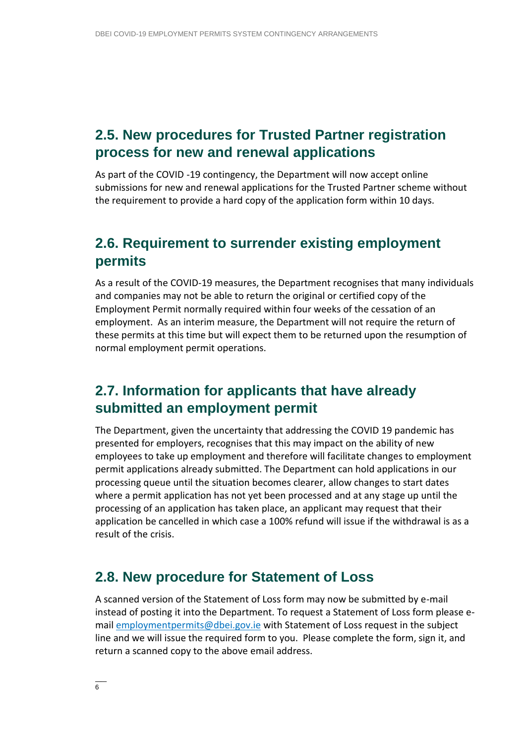## 2.5. New procedures for Trusted Partner registration process for new and renewal applications

As part of the COVID -19 contingency, the Department will now accept online submissions for new and renewal applications for the Trusted Partner scheme without the requirement to provide a hard copy of the application form within 10 days.

## 2.6. Requirement to surrender existing employment permits

As a result of the COVID-19 measures, the Department recognises that many individuals and companies may not be able to return the original or certified copy of the Employment Permit normally required within four weeks of the cessation of an employment. As an interim measure, the Department will not require the return of these permits at this time but will expect them to be returned upon the resumption of normal employment permit operations.

## 2.7. Information for applicants that have already submitted an employment permit

The Department, given the uncertainty that addressing the COVID 19 pandemic has presented for employers, recognises that this may impact on the ability of new employees to take up employment and therefore will facilitate changes to employment permit applications already submitted. The Department can hold applications in our processing queue until the situation becomes clearer, allow changes to start dates where a permit application has not yet been processed and at any stage up until the processing of an application has taken place, an applicant may request that their application be cancelled in which case a 100% refund will issue if the withdrawal is as a result of the crisis.

## 2.8. New procedure for Statement of Loss

A scanned version of the Statement of Loss form may now be submitted by e-mail instead of posting it into the Department. To request a Statement of Loss form please e-mail employmentpermits@dbei.gov.ie with Statement of Loss request in the subject line and we will issue the required form to you. Please complete the form, sign it, and return a scanned copy to the above email address.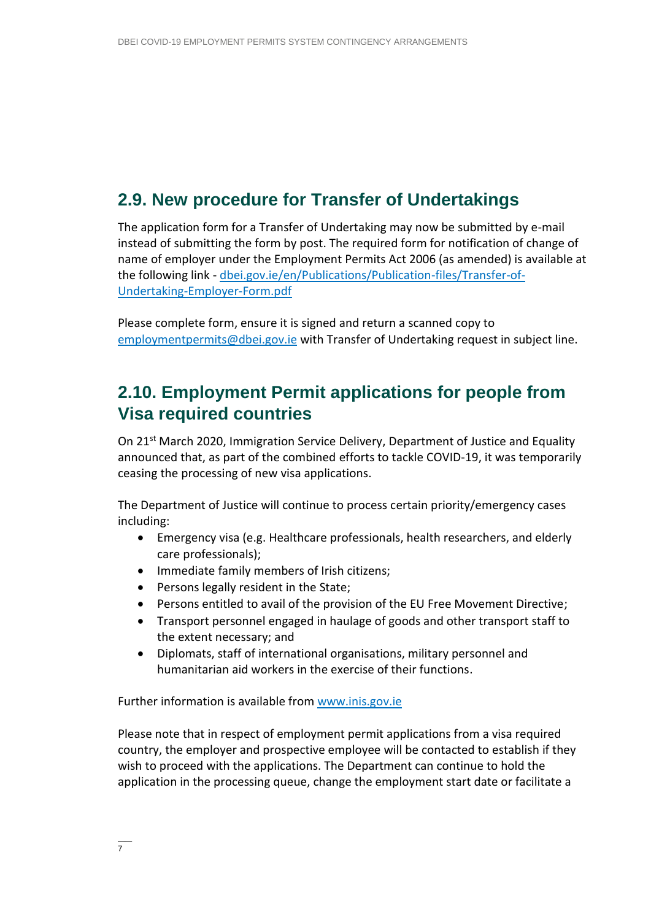## 2.9. New procedure for Transfer of Undertakings

The application form for a Transfer of Undertaking may now be submitted by e-mail instead of submitting the form by post. The required form for notification of change of name of employer under the Employment Permits Act 2006 (as amended) is available at the following link - [dbei.gov.ie/en/Publications/Publication-files/Transfer-of-Undertaking-Employer-Form.pdf](dbei.gov.ie/en/Publications/Publication-files/Transfer-of-Undertaking-Employer-Form.pdf)

Please complete form, ensure it is signed and return a scanned copy to [employmentpermits@dbei.gov.ie](mailto:employmentpermits@dbei.gov.ie) with Transfer of Undertaking request in subject line.

## 2.10. Employment Permit applications for people from Visa required countries

On 21st March 2020, Immigration Service Delivery, Department of Justice and Equality announced that, as part of the combined efforts to tackle COVID-19, it was temporarily ceasing the processing of new visa applications.

The Department of Justice will continue to process certain priority/emergency cases including:

- Emergency visa (e.g. Healthcare professionals, health researchers, and elderly care professionals);
- Immediate family members of Irish citizens;
- Persons legally resident in the State;
- Persons entitled to avail of the provision of the EU Free Movement Directive;
- Transport personnel engaged in haulage of goods and other transport staff to the extent necessary; and
- Diplomats, staff of international organisations, military personnel and humanitarian aid workers in the exercise of their functions.

Further information is available from [www.inis.gov.ie](www.inis.gov.ie)

Please note that in respect of employment permit applications from a visa required country, the employer and prospective employee will be contacted to establish if they wish to proceed with the applications. The Department can continue to hold the application in the processing queue, change the employment start date or facilitate a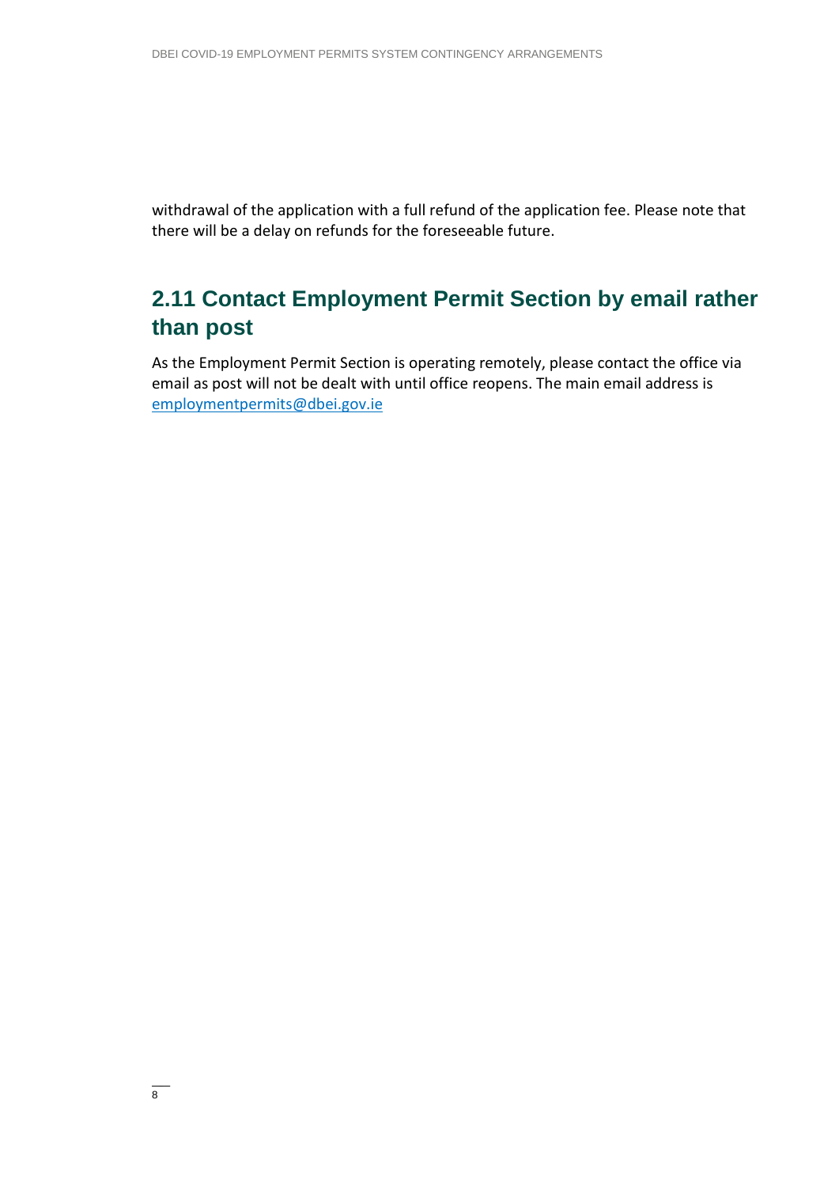withdrawal of the application with a full refund of the application fee. Please note that there will be a delay on refunds for the foreseeable future.

## 2.11 Contact Employment Permit Section by email rather than post

As the Employment Permit Section is operating remotely, please contact the office via email as post will not be dealt with until office reopens. The main email address is employmentpermits@dbei.gov.ie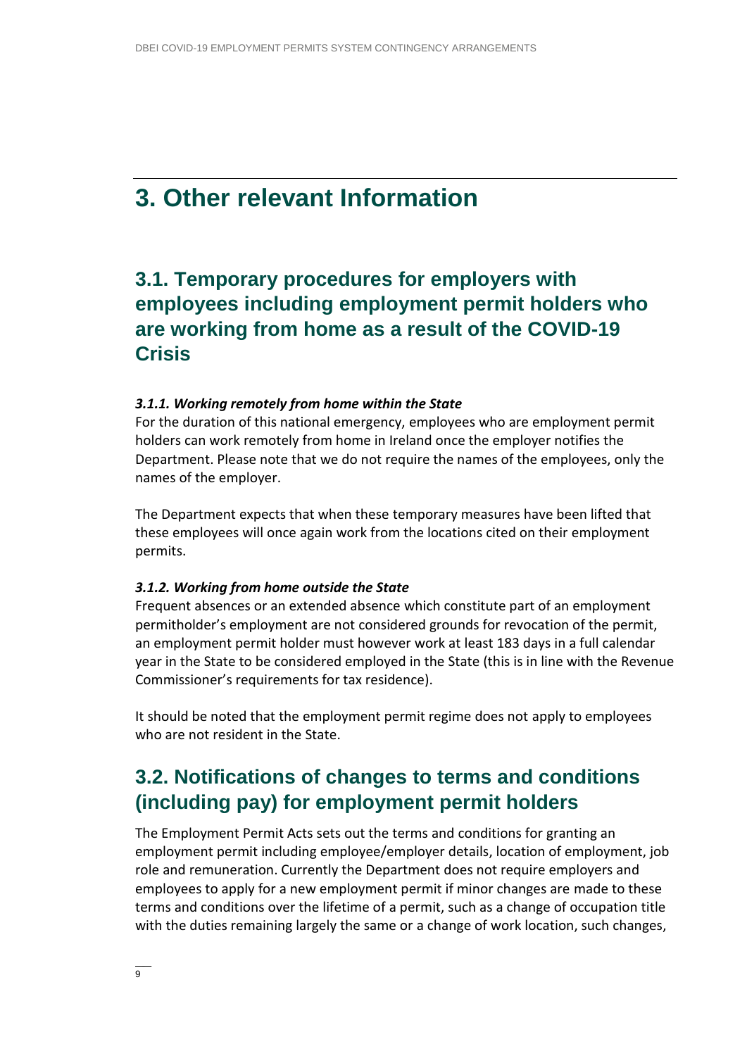# 3. Other relevant Information

## 3.1. Temporary procedures for employers with employees including employment permit holders who are working from home as a result of the COVID-19 Crisis

#### *3.1.1. Working remotely from home within the State*

For the duration of this national emergency, employees who are employment permit holders can work remotely from home in Ireland once the employer notifies the Department. Please note that we do not require the names of the employees, only the names of the employer.

The Department expects that when these temporary measures have been lifted that these employees will once again work from the locations cited on their employment permits.

#### *3.1.2. Working from home outside the State*

Frequent absences or an extended absence which constitute part of an employment permitholder's employment are not considered grounds for revocation of the permit, an employment permit holder must however work at least 183 days in a full calendar year in the State to be considered employed in the State (this is in line with the Revenue Commissioner's requirements for tax residence).

It should be noted that the employment permit regime does not apply to employees who are not resident in the State.

## 3.2. Notifications of changes to terms and conditions (including pay) for employment permit holders

The Employment Permit Acts sets out the terms and conditions for granting an employment permit including employee/employer details, location of employment, job role and remuneration. Currently the Department does not require employers and employees to apply for a new employment permit if minor changes are made to these terms and conditions over the lifetime of a permit, such as a change of occupation title with the duties remaining largely the same or a change of work location, such changes,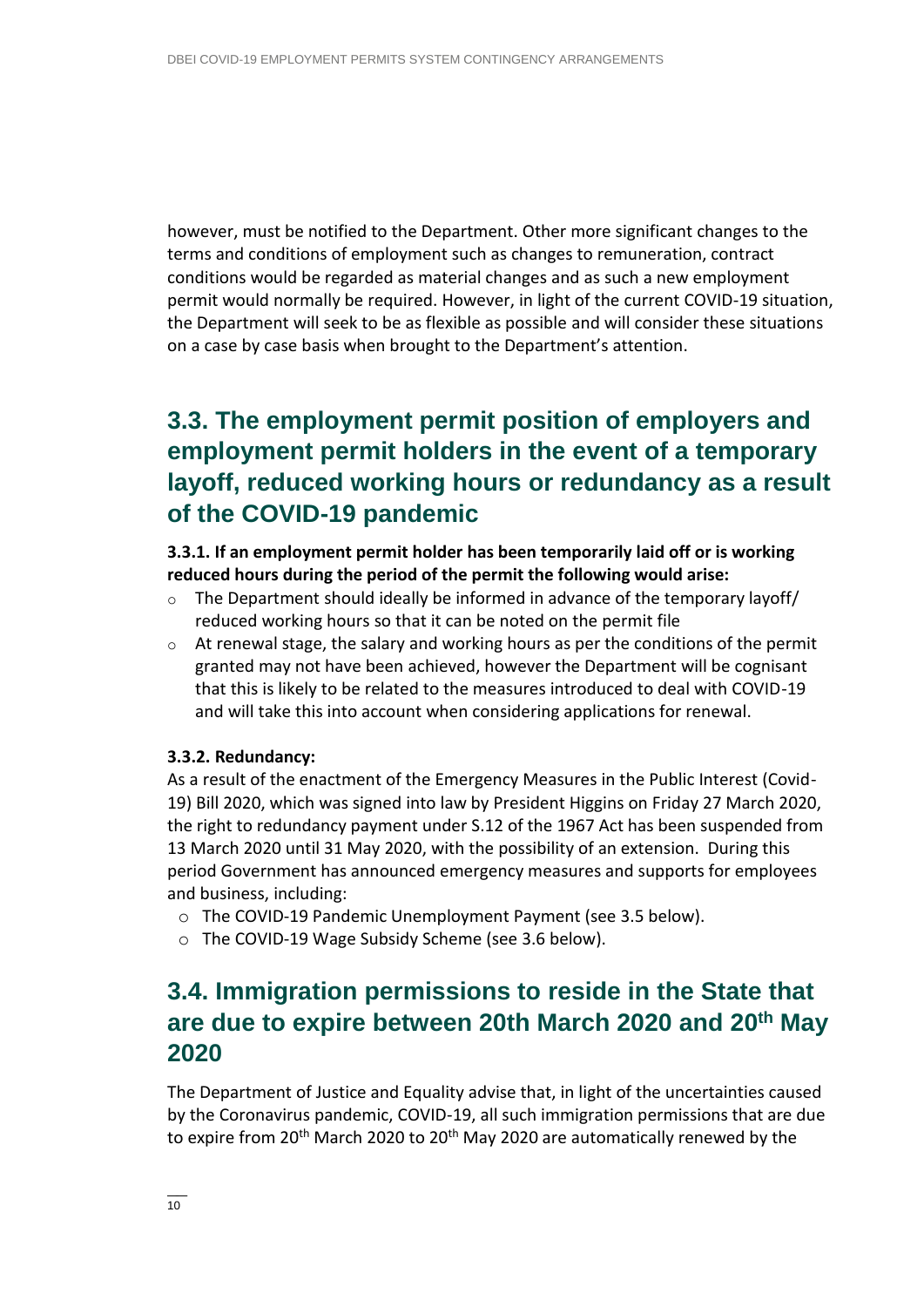however, must be notified to the Department. Other more significant changes to the terms and conditions of employment such as changes to remuneration, contract conditions would be regarded as material changes and as such a new employment permit would normally be required. However, in light of the current COVID-19 situation, the Department will seek to be as flexible as possible and will consider these situations on a case by case basis when brought to the Department's attention.

## 3.3. The employment permit position of employers and employment permit holders in the event of a temporary layoff, reduced working hours or redundancy as a result of the COVID-19 pandemic

**3.3.1. If an employment permit holder has been temporarily laid off or is working reduced hours during the period of the permit the following would arise:**

- The Department should ideally be informed in advance of the temporary layoff/ reduced working hours so that it can be noted on the permit file
- At renewal stage, the salary and working hours as per the conditions of the permit granted may not have been achieved, however the Department will be cognisant that this is likely to be related to the measures introduced to deal with COVID-19 and will take this into account when considering applications for renewal.

**3.3.2. Redundancy:**

As a result of the enactment of the Emergency Measures in the Public Interest (Covid-19) Bill 2020, which was signed into law by President Higgins on Friday 27 March 2020, the right to redundancy payment under S.12 of the 1967 Act has been suspended from 13 March 2020 until 31 May 2020, with the possibility of an extension. During this period Government has announced emergency measures and supports for employees and business, including:

- The COVID-19 Pandemic Unemployment Payment (see 3.5 below).
- The COVID-19 Wage Subsidy Scheme (see 3.6 below).

## 3.4. Immigration permissions to reside in the State that are due to expire between 20th March 2020 and 20th May 2020

The Department of Justice and Equality advise that, in light of the uncertainties caused by the Coronavirus pandemic, COVID-19, all such immigration permissions that are due to expire from 20th March 2020 to 20th May 2020 are automatically renewed by the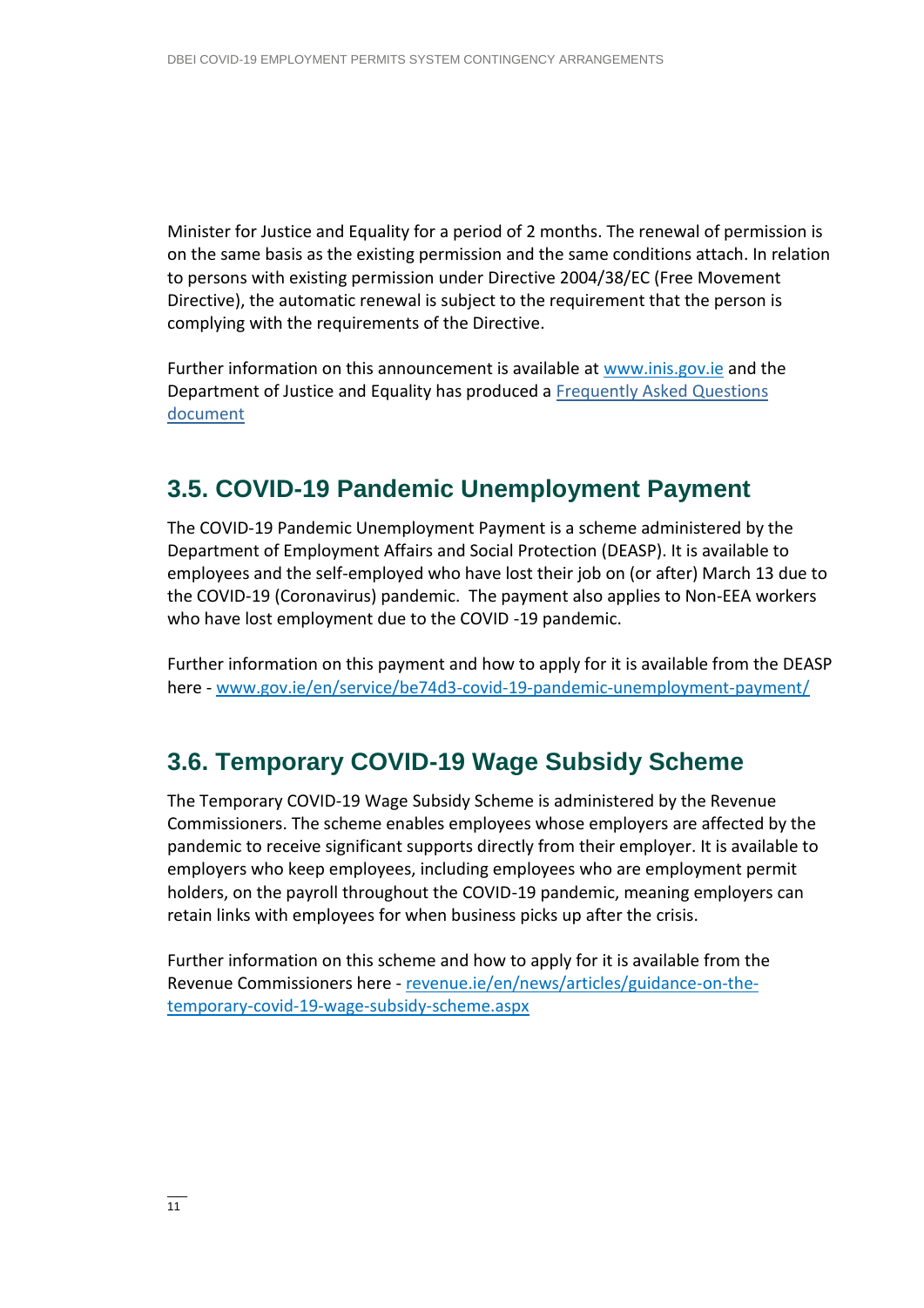Minister for Justice and Equality for a period of 2 months. The renewal of permission is on the same basis as the existing permission and the same conditions attach. In relation to persons with existing permission under Directive 2004/38/EC (Free Movement Directive), the automatic renewal is subject to the requirement that the person is complying with the requirements of the Directive.

Further information on this announcement is available at [www.inis.gov.ie](www.inis.gov.ie) and the Department of Justice and Equality has produced a [Frequently Asked Questions document]()

## 3.5. COVID-19 Pandemic Unemployment Payment

The COVID-19 Pandemic Unemployment Payment is a scheme administered by the Department of Employment Affairs and Social Protection (DEASP). It is available to employees and the self-employed who have lost their job on (or after) March 13 due to the COVID-19 (Coronavirus) pandemic. The payment also applies to Non-EEA workers who have lost employment due to the COVID -19 pandemic.

Further information on this payment and how to apply for it is available from the DEASP here - [www.gov.ie/en/service/be74d3-covid-19-pandemic-unemployment-payment/](www.gov.ie/en/service/be74d3-covid-19-pandemic-unemployment-payment/)

## 3.6. Temporary COVID-19 Wage Subsidy Scheme

The Temporary COVID-19 Wage Subsidy Scheme is administered by the Revenue Commissioners. The scheme enables employees whose employers are affected by the pandemic to receive significant supports directly from their employer. It is available to employers who keep employees, including employees who are employment permit holders, on the payroll throughout the COVID-19 pandemic, meaning employers can retain links with employees for when business picks up after the crisis.

Further information on this scheme and how to apply for it is available from the Revenue Commissioners here - [revenue.ie/en/news/articles/guidance-on-the-temporary-covid-19-wage-subsidy-scheme.aspx](revenue.ie/en/news/articles/guidance-on-the-temporary-covid-19-wage-subsidy-scheme.aspx)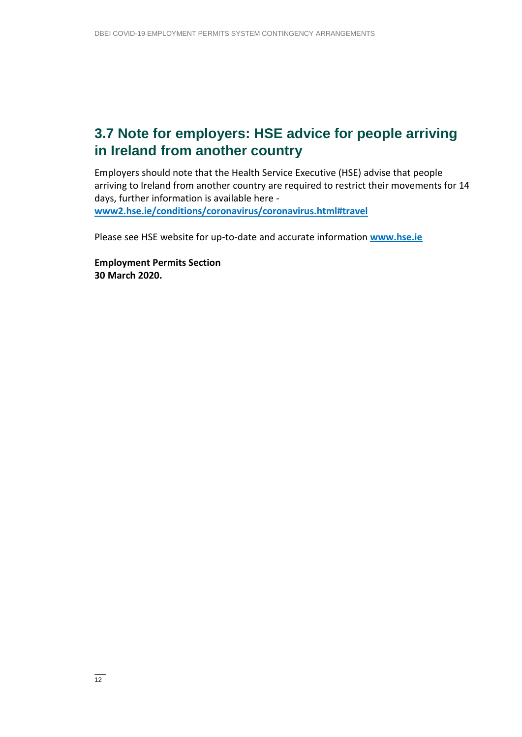## 3.7 Note for employers: HSE advice for people arriving in Ireland from another country

Employers should note that the Health Service Executive (HSE) advise that people arriving to Ireland from another country are required to restrict their movements for 14 days, further information is available here - [www2.hse.ie/conditions/coronavirus/coronavirus.html#travel](www2.hse.ie/conditions/coronavirus/coronavirus.html#travel)

Please see HSE website for up-to-date and accurate information [www.hse.ie](www.hse.ie)

**Employment Permits Section**
**30 March 2020.**